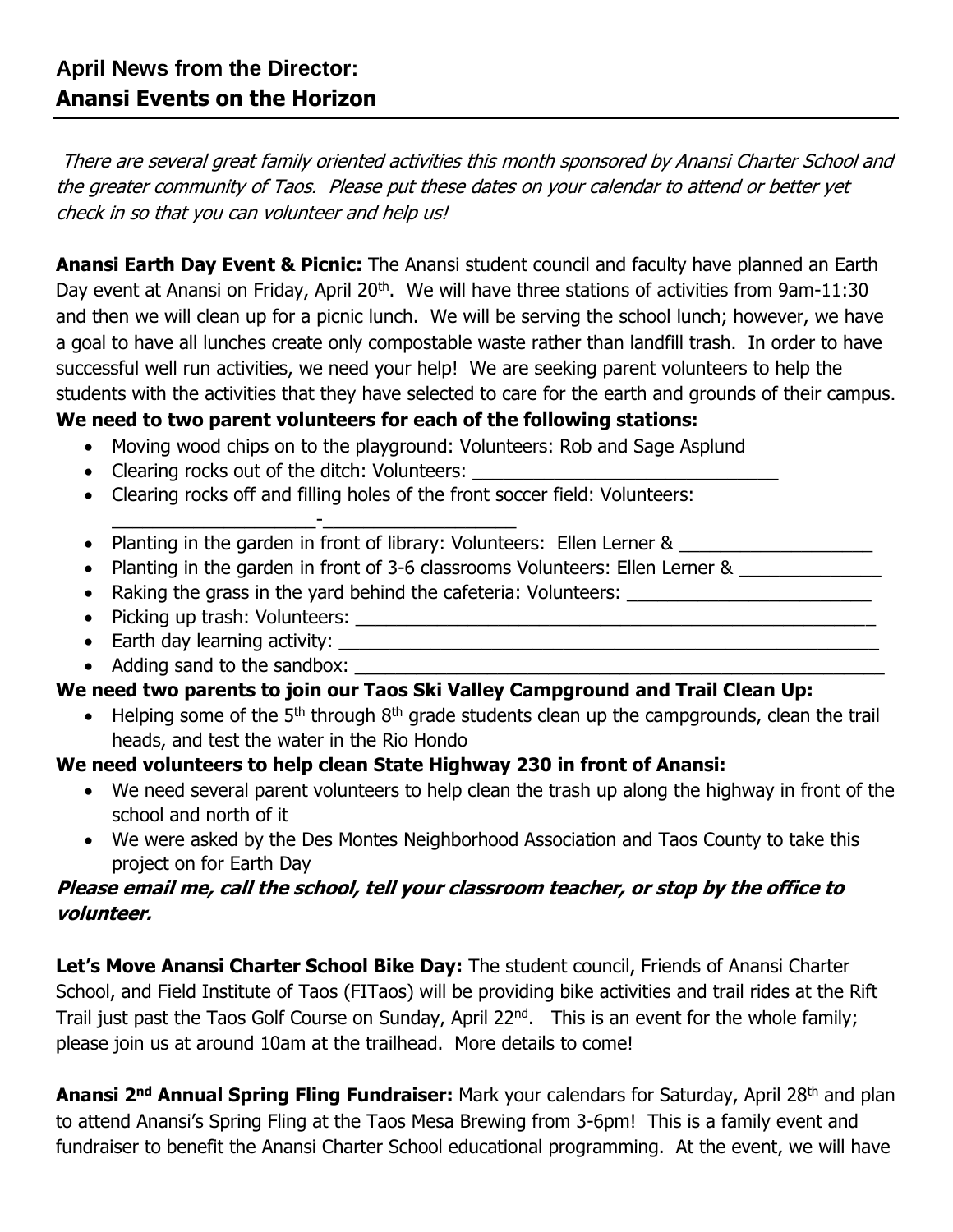## April News from the Director:
## Anansi Events on the Horizon

*There are several great family oriented activities this month sponsored by Anansi Charter School and the greater community of Taos. Please put these dates on your calendar to attend or better yet check in so that you can volunteer and help us!*

**Anansi Earth Day Event & Picnic:** The Anansi student council and faculty have planned an Earth Day event at Anansi on Friday, April 20th. We will have three stations of activities from 9am-11:30 and then we will clean up for a picnic lunch. We will be serving the school lunch; however, we have a goal to have all lunches create only compostable waste rather than landfill trash. In order to have successful well run activities, we need your help! We are seeking parent volunteers to help the students with the activities that they have selected to care for the earth and grounds of their campus.

**We need to two parent volunteers for each of the following stations:**

- Moving wood chips on to the playground: Volunteers: Rob and Sage Asplund
- Clearing rocks out of the ditch: Volunteers: ______________________________
- Clearing rocks off and filling holes of the front soccer field: Volunteers: ____________________-__________________
- Planting in the garden in front of library: Volunteers: Ellen Lerner & ___________________
- Planting in the garden in front of 3-6 classrooms Volunteers: Ellen Lerner & ______________
- Raking the grass in the yard behind the cafeteria: Volunteers: ________________________
- Picking up trash: Volunteers: _____________________________________________________
- Earth day learning activity: _______________________________________________________
- Adding sand to the sandbox: ______________________________________________________

**We need two parents to join our Taos Ski Valley Campground and Trail Clean Up:**

- Helping some of the 5th through 8th grade students clean up the campgrounds, clean the trail heads, and test the water in the Rio Hondo

**We need volunteers to help clean State Highway 230 in front of Anansi:**

- We need several parent volunteers to help clean the trash up along the highway in front of the school and north of it
- We were asked by the Des Montes Neighborhood Association and Taos County to take this project on for Earth Day

***Please email me, call the school, tell your classroom teacher, or stop by the office to volunteer.***

**Let's Move Anansi Charter School Bike Day:** The student council, Friends of Anansi Charter School, and Field Institute of Taos (FITaos) will be providing bike activities and trail rides at the Rift Trail just past the Taos Golf Course on Sunday, April 22nd. This is an event for the whole family; please join us at around 10am at the trailhead. More details to come!

**Anansi 2nd Annual Spring Fling Fundraiser:** Mark your calendars for Saturday, April 28th and plan to attend Anansi's Spring Fling at the Taos Mesa Brewing from 3-6pm! This is a family event and fundraiser to benefit the Anansi Charter School educational programming. At the event, we will have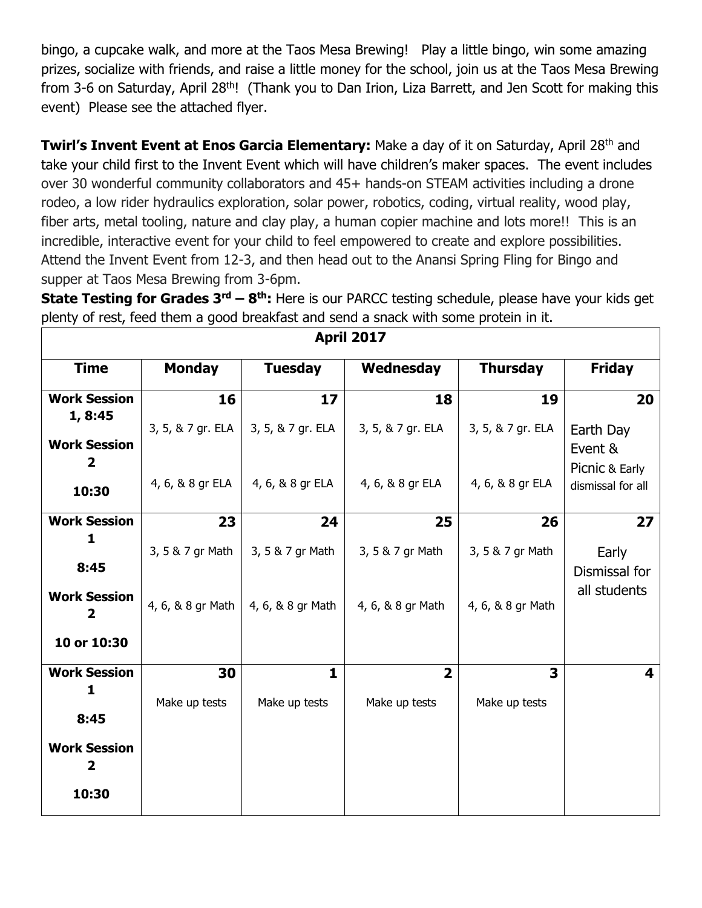bingo, a cupcake walk, and more at the Taos Mesa Brewing! Play a little bingo, win some amazing prizes, socialize with friends, and raise a little money for the school, join us at the Taos Mesa Brewing from 3-6 on Saturday, April 28th! (Thank you to Dan Irion, Liza Barrett, and Jen Scott for making this event) Please see the attached flyer.

**Twirl's Invent Event at Enos Garcia Elementary:** Make a day of it on Saturday, April 28th and take your child first to the Invent Event which will have children's maker spaces. The event includes over 30 wonderful community collaborators and 45+ hands-on STEAM activities including a drone rodeo, a low rider hydraulics exploration, solar power, robotics, coding, virtual reality, wood play, fiber arts, metal tooling, nature and clay play, a human copier machine and lots more!! This is an incredible, interactive event for your child to feel empowered to create and explore possibilities. Attend the Invent Event from 12-3, and then head out to the Anansi Spring Fling for Bingo and supper at Taos Mesa Brewing from 3-6pm.

**State Testing for Grades 3rd – 8th:** Here is our PARCC testing schedule, please have your kids get plenty of rest, feed them a good breakfast and send a snack with some protein in it.

| April 2017 | | | | | |
|---|---|---|---|---|---|
| **Time** | **Monday** | **Tuesday** | **Wednesday** | **Thursday** | **Friday** |
| **Work Session 1, 8:45**<br>**Work Session 2**<br>**10:30** | **16**<br>3, 5, & 7 gr. ELA<br>4, 6, & 8 gr ELA | **17**<br>3, 5, & 7 gr. ELA<br>4, 6, & 8 gr ELA | **18**<br>3, 5, & 7 gr. ELA<br>4, 6, & 8 gr ELA | **19**<br>3, 5, & 7 gr. ELA<br>4, 6, & 8 gr ELA | **20**<br>Earth Day Event & Picnic & Early dismissal for all |
| **Work Session 1**<br>**8:45**<br>**Work Session 2**<br>**10 or 10:30** | **23**<br>3, 5 & 7 gr Math<br>4, 6, & 8 gr Math | **24**<br>3, 5 & 7 gr Math<br>4, 6, & 8 gr Math | **25**<br>3, 5 & 7 gr Math<br>4, 6, & 8 gr Math | **26**<br>3, 5 & 7 gr Math<br>4, 6, & 8 gr Math | **27**<br>Early Dismissal for all students |
| **Work Session 1**<br>**8:45**<br>**Work Session 2**<br>**10:30** | **30**<br>Make up tests | **1**<br>Make up tests | **2**<br>Make up tests | **3**<br>Make up tests | **4** |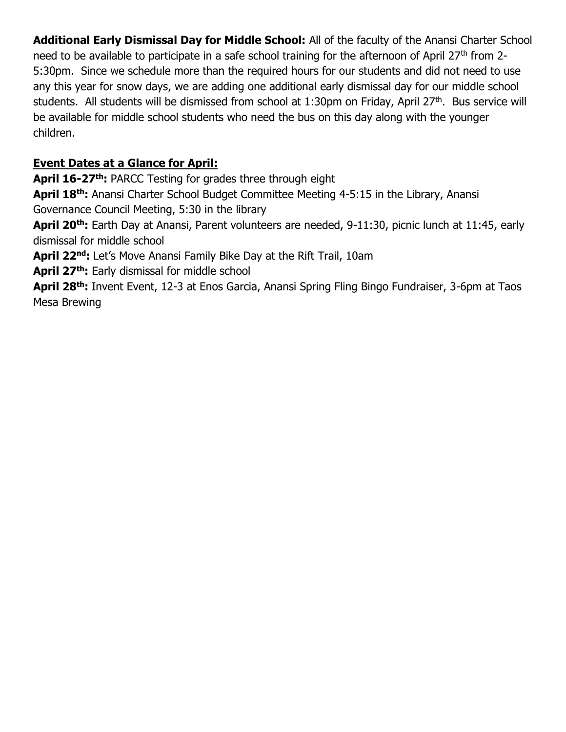**Additional Early Dismissal Day for Middle School:** All of the faculty of the Anansi Charter School need to be available to participate in a safe school training for the afternoon of April 27th from 2-5:30pm. Since we schedule more than the required hours for our students and did not need to use any this year for snow days, we are adding one additional early dismissal day for our middle school students. All students will be dismissed from school at 1:30pm on Friday, April 27th. Bus service will be available for middle school students who need the bus on this day along with the younger children.

## Event Dates at a Glance for April:

**April 16-27th:** PARCC Testing for grades three through eight

**April 18th:** Anansi Charter School Budget Committee Meeting 4-5:15 in the Library, Anansi Governance Council Meeting, 5:30 in the library

**April 20th:** Earth Day at Anansi, Parent volunteers are needed, 9-11:30, picnic lunch at 11:45, early dismissal for middle school

**April 22nd:** Let's Move Anansi Family Bike Day at the Rift Trail, 10am

**April 27th:** Early dismissal for middle school

**April 28th:** Invent Event, 12-3 at Enos Garcia, Anansi Spring Fling Bingo Fundraiser, 3-6pm at Taos Mesa Brewing